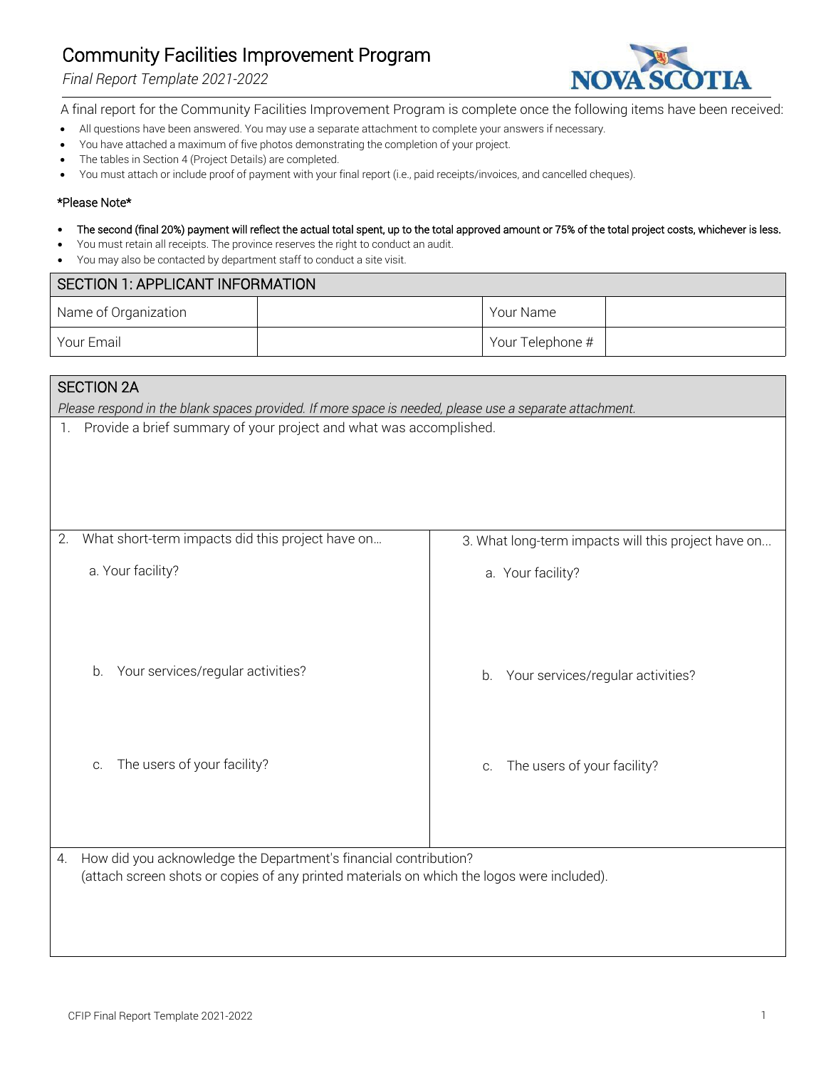# Community Facilities Improvement Program

*Final Report Template 2021-2022*

A final report for the Community Facilities Improvement Program is complete once the following items have been received:

- All questions have been answered. You may use a separate attachment to complete your answers if necessary.
- You have attached a maximum of five photos demonstrating the completion of your project.
- The tables in Section 4 (Project Details) are completed.
- You must attach or include proof of payment with your final report (i.e., paid receipts/invoices, and cancelled cheques).

*Please Note*

- **The second (final 20%) payment will reflect the actual total spent, up to the total approved amount or 75% of the total project costs, whichever is less.**
- You must retain all receipts. The province reserves the right to conduct an audit.
- You may also be contacted by department staff to conduct a site visit.

## SECTION 1: APPLICANT INFORMATION

| Name of Organization | | Your Name | |
|---|---|---|---|
| Your Email | | Your Telephone # | |

## SECTION 2A

*Please respond in the blank spaces provided. If more space is needed, please use a separate attachment.*

1. Provide a brief summary of your project and what was accomplished.

| 2. What short-term impacts did this project have on… | 3. What long-term impacts will this project have on... |
|---|---|
| a. Your facility? | a. Your facility? |
| b. Your services/regular activities? | b. Your services/regular activities? |
| c. The users of your facility? | c. The users of your facility? |

4. How did you acknowledge the Department's financial contribution?
(attach screen shots or copies of any printed materials on which the logos were included).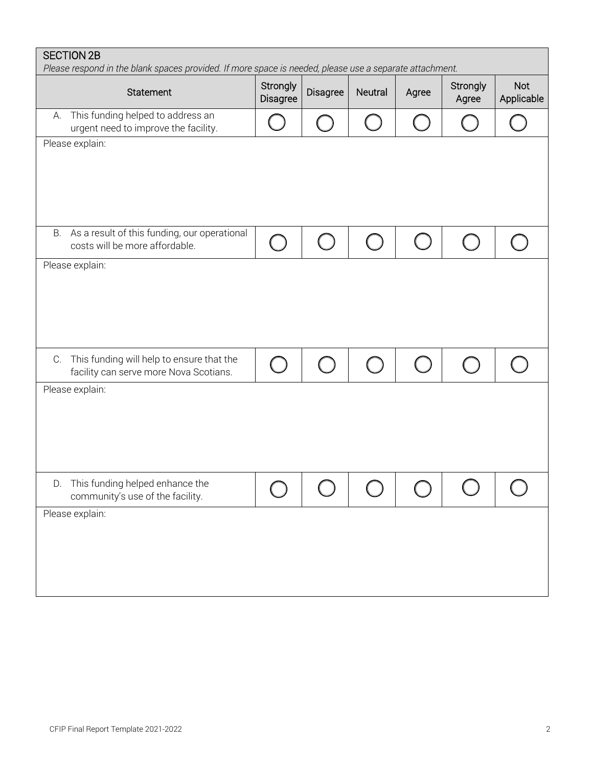## SECTION 2B

*Please respond in the blank spaces provided. If more space is needed, please use a separate attachment.*

| Statement | Strongly Disagree | Disagree | Neutral | Agree | Strongly Agree | Not Applicable |
|---|---|---|---|---|---|---|
| A. This funding helped to address an urgent need to improve the facility. | ◯ | ◯ | ◯ | ◯ | ◯ | ◯ |
| Please explain: | | | | | | |
| B. As a result of this funding, our operational costs will be more affordable. | ◯ | ◯ | ◯ | ◯ | ◯ | ◯ |
| Please explain: | | | | | | |
| C. This funding will help to ensure that the facility can serve more Nova Scotians. | ◯ | ◯ | ◯ | ◯ | ◯ | ◯ |
| Please explain: | | | | | | |
| D. This funding helped enhance the community's use of the facility. | ◯ | ◯ | ◯ | ◯ | ◯ | ◯ |
| Please explain: | | | | | | |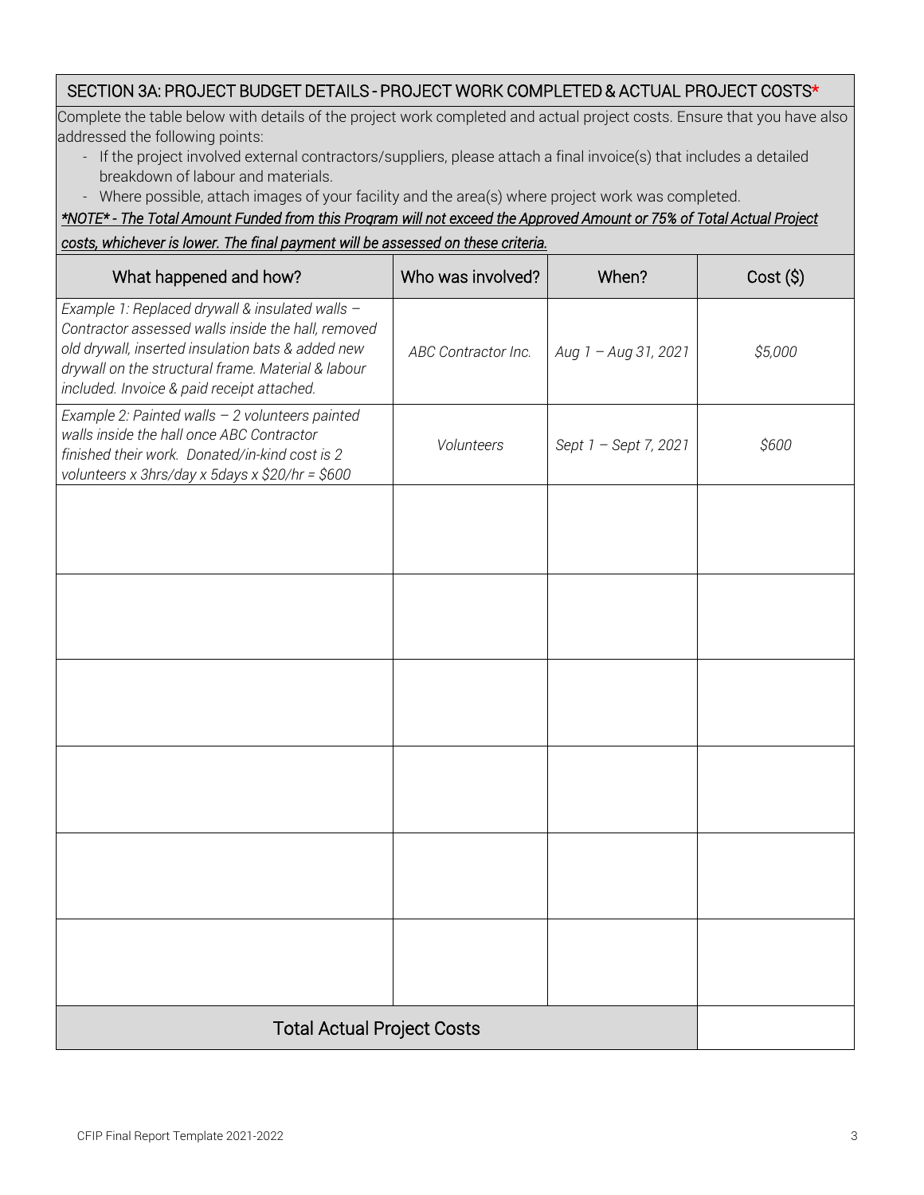## SECTION 3A: PROJECT BUDGET DETAILS - PROJECT WORK COMPLETED & ACTUAL PROJECT COSTS*

Complete the table below with details of the project work completed and actual project costs. Ensure that you have also addressed the following points:

- If the project involved external contractors/suppliers, please attach a final invoice(s) that includes a detailed breakdown of labour and materials.
- Where possible, attach images of your facility and the area(s) where project work was completed.

***NOTE* - The Total Amount Funded from this Program will not exceed the Approved Amount or 75% of Total Actual Project costs, whichever is lower. The final payment will be assessed on these criteria.***

| What happened and how? | Who was involved? | When? | Cost ($) |
|---|---|---|---|
| *Example 1: Replaced drywall & insulated walls – Contractor assessed walls inside the hall, removed old drywall, inserted insulation bats & added new drywall on the structural frame. Material & labour included. Invoice & paid receipt attached.* | *ABC Contractor Inc.* | *Aug 1 – Aug 31, 2021* | *$5,000* |
| *Example 2: Painted walls – 2 volunteers painted walls inside the hall once ABC Contractor finished their work. Donated/in-kind cost is 2 volunteers x 3hrs/day x 5days x $20/hr = $600* | *Volunteers* | *Sept 1 – Sept 7, 2021* | *$600* |
| | | | |
| | | | |
| | | | |
| | | | |
| | | | |
| | | | |
| Total Actual Project Costs | | | |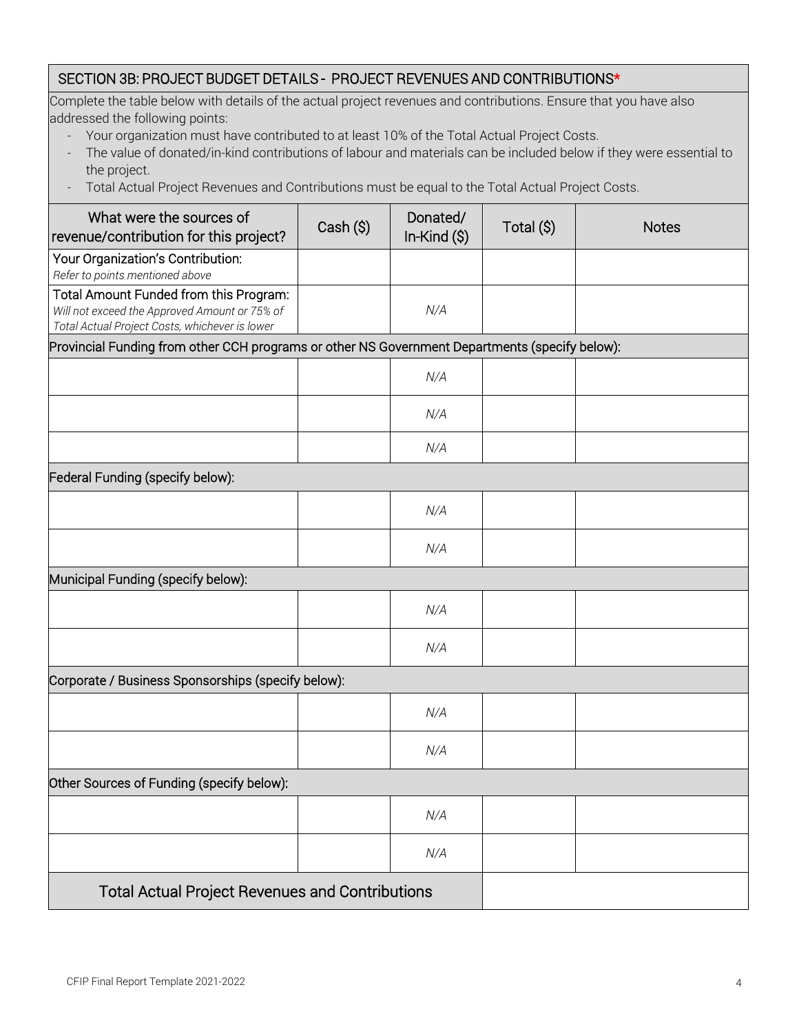## SECTION 3B: PROJECT BUDGET DETAILS - PROJECT REVENUES AND CONTRIBUTIONS*

Complete the table below with details of the actual project revenues and contributions. Ensure that you have also addressed the following points:

- Your organization must have contributed to at least 10% of the Total Actual Project Costs.
- The value of donated/in-kind contributions of labour and materials can be included below if they were essential to the project.
- Total Actual Project Revenues and Contributions must be equal to the Total Actual Project Costs.

| What were the sources of revenue/contribution for this project? | Cash ($) | Donated/ In-Kind ($) | Total ($) | Notes |
|---|---|---|---|---|
| Your Organization's Contribution: *Refer to points mentioned above* | | | | |
| Total Amount Funded from this Program: *Will not exceed the Approved Amount or 75% of Total Actual Project Costs, whichever is lower* | | *N/A* | | |
| **Provincial Funding from other CCH programs or other NS Government Departments (specify below):** | | | | |
| | | *N/A* | | |
| | | *N/A* | | |
| | | *N/A* | | |
| **Federal Funding (specify below):** | | | | |
| | | *N/A* | | |
| | | *N/A* | | |
| **Municipal Funding (specify below):** | | | | |
| | | *N/A* | | |
| | | *N/A* | | |
| **Corporate / Business Sponsorships (specify below):** | | | | |
| | | *N/A* | | |
| | | *N/A* | | |
| **Other Sources of Funding (specify below):** | | | | |
| | | *N/A* | | |
| | | *N/A* | | |
| **Total Actual Project Revenues and Contributions** | | | | |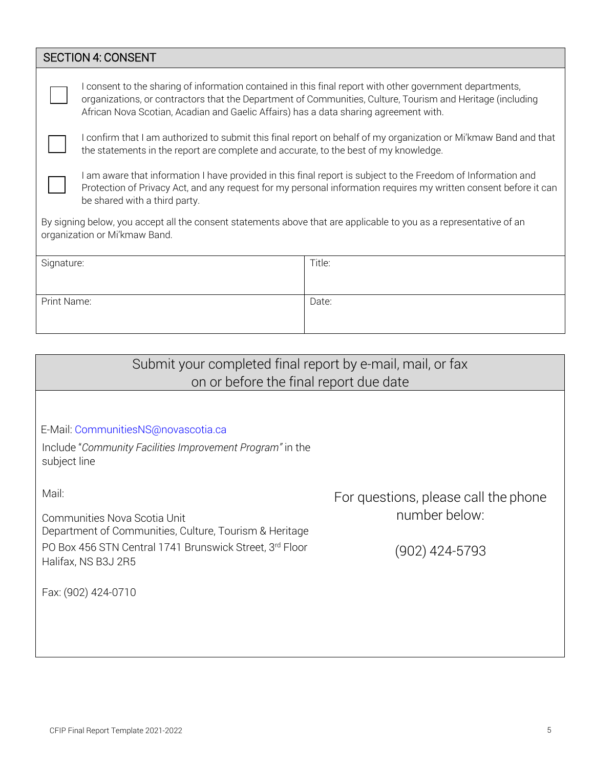## SECTION 4: CONSENT

☐ I consent to the sharing of information contained in this final report with other government departments, organizations, or contractors that the Department of Communities, Culture, Tourism and Heritage (including African Nova Scotian, Acadian and Gaelic Affairs) has a data sharing agreement with.

☐ I confirm that I am authorized to submit this final report on behalf of my organization or Mi'kmaw Band and that the statements in the report are complete and accurate, to the best of my knowledge.

☐ I am aware that information I have provided in this final report is subject to the Freedom of Information and Protection of Privacy Act, and any request for my personal information requires my written consent before it can be shared with a third party.

By signing below, you accept all the consent statements above that are applicable to you as a representative of an organization or Mi'kmaw Band.

| | |
|---|---|
| Signature: | Title: |
| Print Name: | Date: |

## Submit your completed final report by e-mail, mail, or fax on or before the final report due date

E-Mail: CommunitiesNS@novascotia.ca

Include "*Community Facilities Improvement Program*" in the subject line

Mail:

Communities Nova Scotia Unit
Department of Communities, Culture, Tourism & Heritage
PO Box 456 STN Central 1741 Brunswick Street, 3rd Floor
Halifax, NS B3J 2R5

Fax: (902) 424-0710

For questions, please call the phone number below:

(902) 424-5793